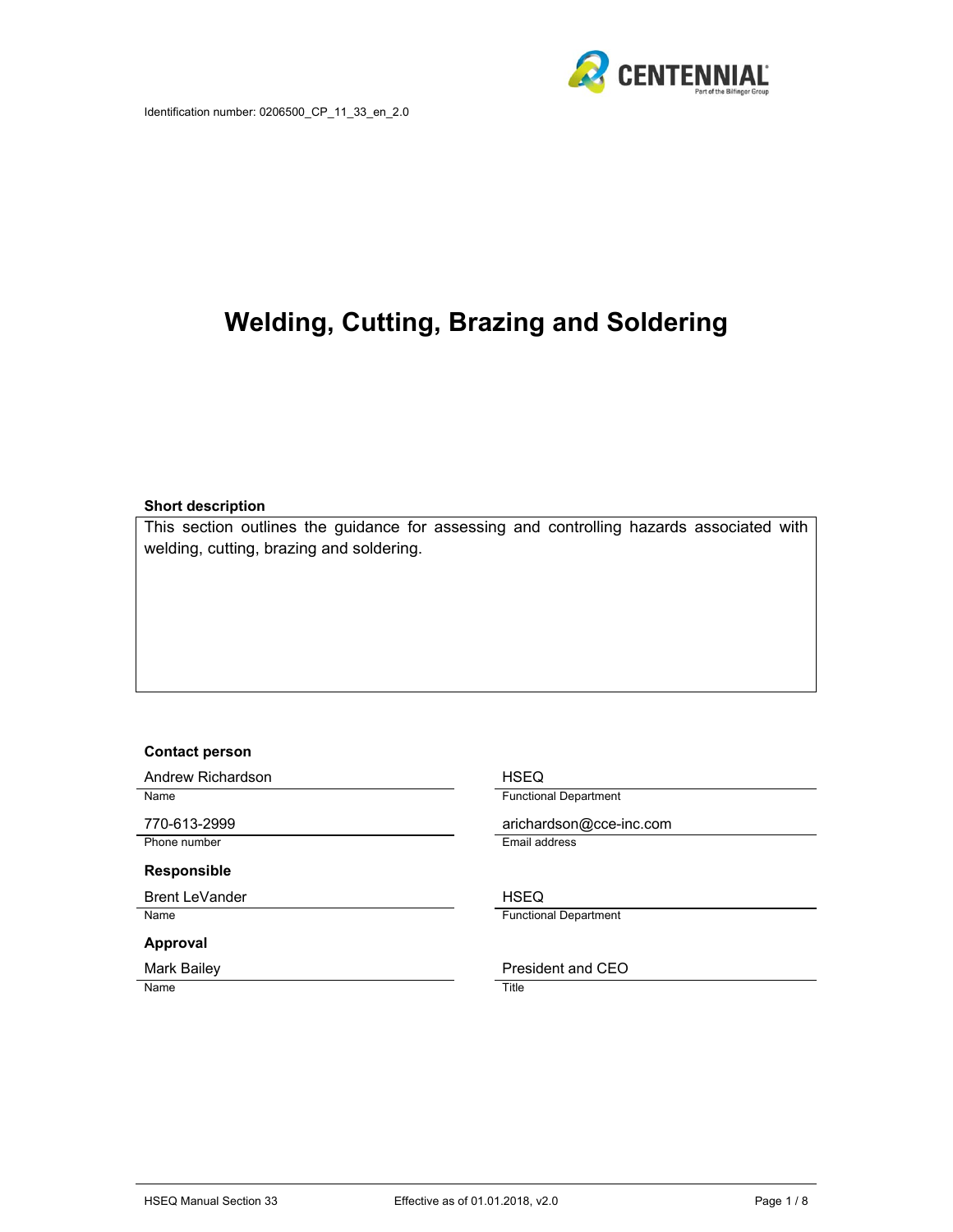Identification number: 0206500_CP_11_33_en_2.0

# Welding, Cutting, Brazing and Soldering

**Short description**

This section outlines the guidance for assessing and controlling hazards associated with welding, cutting, brazing and soldering.

**Contact person**

| | |
|---|---|
| Andrew Richardson | HSEQ |
| Name | Functional Department |
| 770-613-2999 | arichardson@cce-inc.com |
| Phone number | Email address |

**Responsible**

| | |
|---|---|
| Brent LeVander | HSEQ |
| Name | Functional Department |

**Approval**

| | |
|---|---|
| Mark Bailey | President and CEO |
| Name | Title |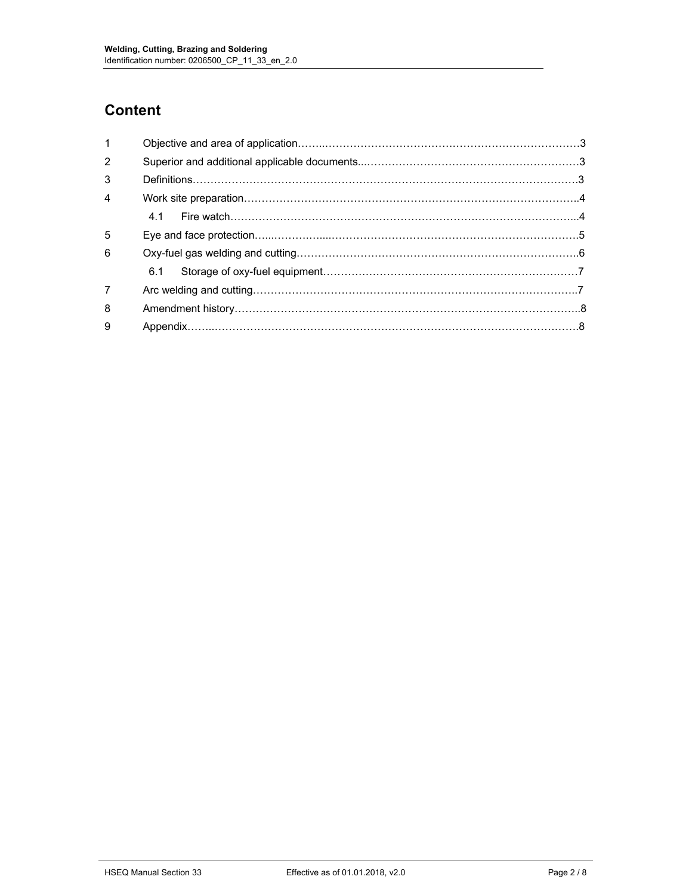# Content

| | | |
|---|---|---|
| 1 | Objective and area of application | 3 |
| 2 | Superior and additional applicable documents | 3 |
| 3 | Definitions | 3 |
| 4 | Work site preparation | 4 |
| | 4.1 Fire watch | 4 |
| 5 | Eye and face protection | 5 |
| 6 | Oxy-fuel gas welding and cutting | 6 |
| | 6.1 Storage of oxy-fuel equipment | 7 |
| 7 | Arc welding and cutting | 7 |
| 8 | Amendment history | 8 |
| 9 | Appendix | 8 |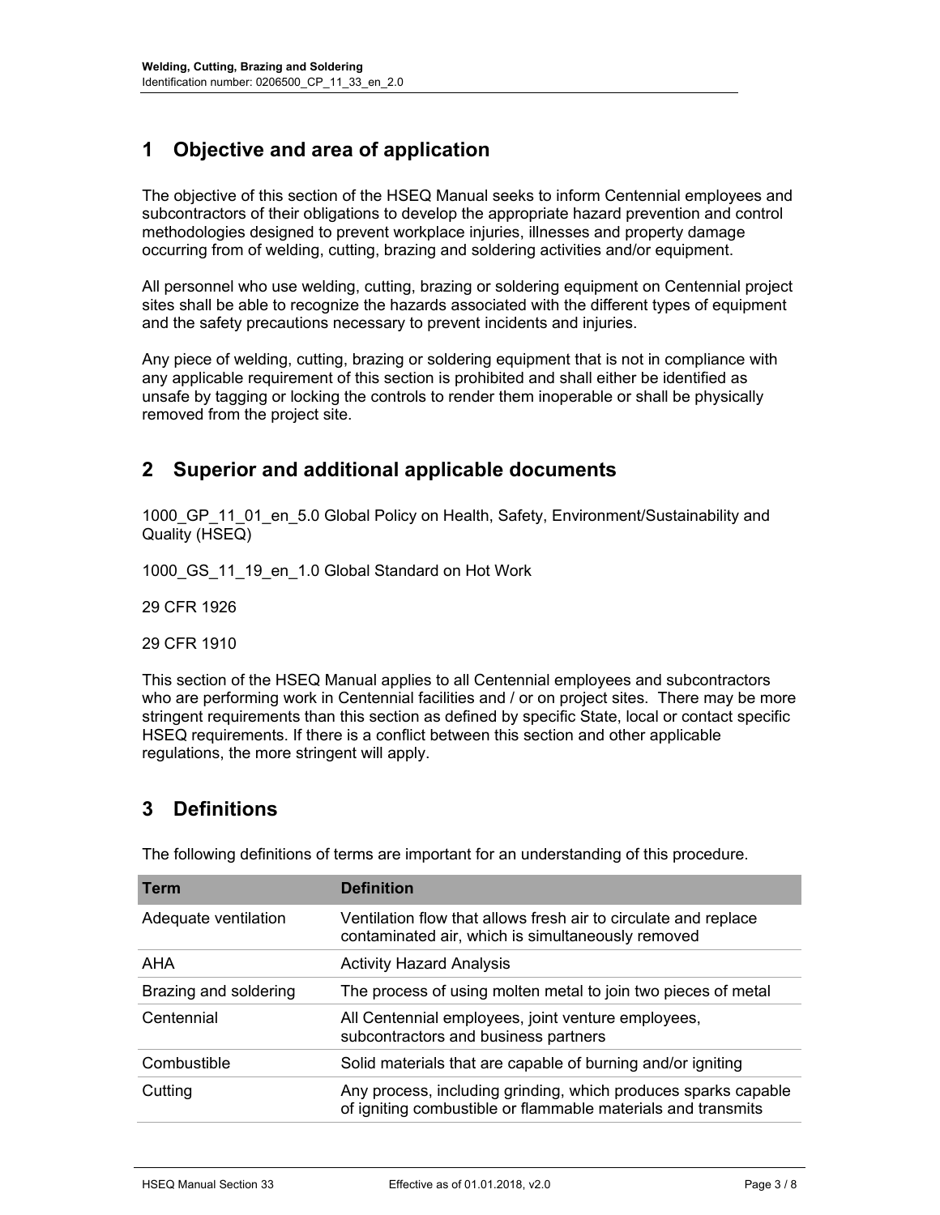## 1 Objective and area of application

The objective of this section of the HSEQ Manual seeks to inform Centennial employees and subcontractors of their obligations to develop the appropriate hazard prevention and control methodologies designed to prevent workplace injuries, illnesses and property damage occurring from of welding, cutting, brazing and soldering activities and/or equipment.

All personnel who use welding, cutting, brazing or soldering equipment on Centennial project sites shall be able to recognize the hazards associated with the different types of equipment and the safety precautions necessary to prevent incidents and injuries.

Any piece of welding, cutting, brazing or soldering equipment that is not in compliance with any applicable requirement of this section is prohibited and shall either be identified as unsafe by tagging or locking the controls to render them inoperable or shall be physically removed from the project site.

## 2 Superior and additional applicable documents

1000_GP_11_01_en_5.0 Global Policy on Health, Safety, Environment/Sustainability and Quality (HSEQ)

1000_GS_11_19_en_1.0 Global Standard on Hot Work

29 CFR 1926

29 CFR 1910

This section of the HSEQ Manual applies to all Centennial employees and subcontractors who are performing work in Centennial facilities and / or on project sites. There may be more stringent requirements than this section as defined by specific State, local or contact specific HSEQ requirements. If there is a conflict between this section and other applicable regulations, the more stringent will apply.

## 3 Definitions

The following definitions of terms are important for an understanding of this procedure.

| Term | Definition |
| --- | --- |
| Adequate ventilation | Ventilation flow that allows fresh air to circulate and replace contaminated air, which is simultaneously removed |
| AHA | Activity Hazard Analysis |
| Brazing and soldering | The process of using molten metal to join two pieces of metal |
| Centennial | All Centennial employees, joint venture employees, subcontractors and business partners |
| Combustible | Solid materials that are capable of burning and/or igniting |
| Cutting | Any process, including grinding, which produces sparks capable of igniting combustible or flammable materials and transmits |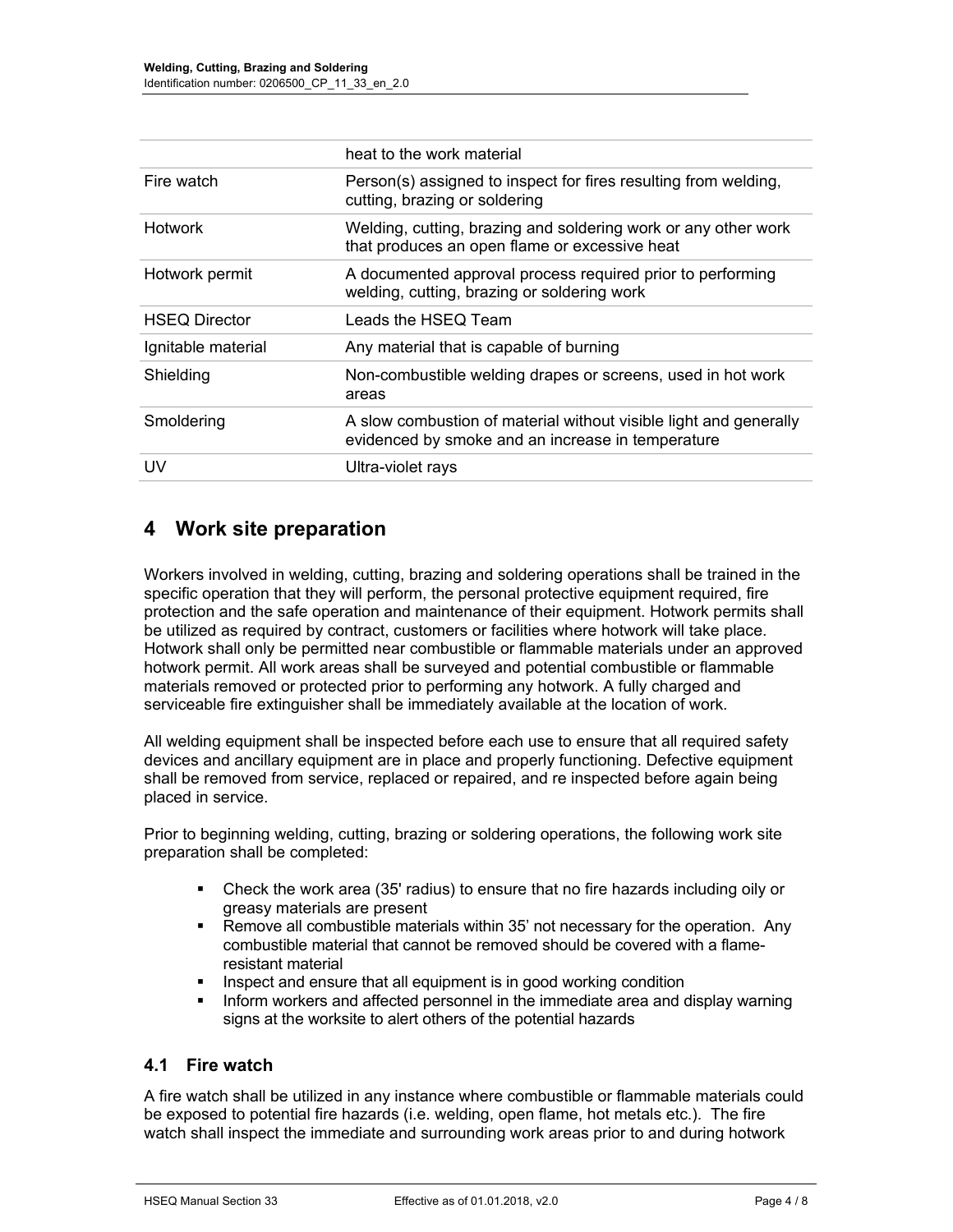| | |
|---|---|
| | heat to the work material |
| Fire watch | Person(s) assigned to inspect for fires resulting from welding, cutting, brazing or soldering |
| Hotwork | Welding, cutting, brazing and soldering work or any other work that produces an open flame or excessive heat |
| Hotwork permit | A documented approval process required prior to performing welding, cutting, brazing or soldering work |
| HSEQ Director | Leads the HSEQ Team |
| Ignitable material | Any material that is capable of burning |
| Shielding | Non-combustible welding drapes or screens, used in hot work areas |
| Smoldering | A slow combustion of material without visible light and generally evidenced by smoke and an increase in temperature |
| UV | Ultra-violet rays |

# 4 Work site preparation

Workers involved in welding, cutting, brazing and soldering operations shall be trained in the specific operation that they will perform, the personal protective equipment required, fire protection and the safe operation and maintenance of their equipment. Hotwork permits shall be utilized as required by contract, customers or facilities where hotwork will take place. Hotwork shall only be permitted near combustible or flammable materials under an approved hotwork permit. All work areas shall be surveyed and potential combustible or flammable materials removed or protected prior to performing any hotwork. A fully charged and serviceable fire extinguisher shall be immediately available at the location of work.

All welding equipment shall be inspected before each use to ensure that all required safety devices and ancillary equipment are in place and properly functioning. Defective equipment shall be removed from service, replaced or repaired, and re inspected before again being placed in service.

Prior to beginning welding, cutting, brazing or soldering operations, the following work site preparation shall be completed:

- Check the work area (35' radius) to ensure that no fire hazards including oily or greasy materials are present
- Remove all combustible materials within 35' not necessary for the operation. Any combustible material that cannot be removed should be covered with a flame-resistant material
- Inspect and ensure that all equipment is in good working condition
- Inform workers and affected personnel in the immediate area and display warning signs at the worksite to alert others of the potential hazards

## 4.1 Fire watch

A fire watch shall be utilized in any instance where combustible or flammable materials could be exposed to potential fire hazards (i.e. welding, open flame, hot metals etc.). The fire watch shall inspect the immediate and surrounding work areas prior to and during hotwork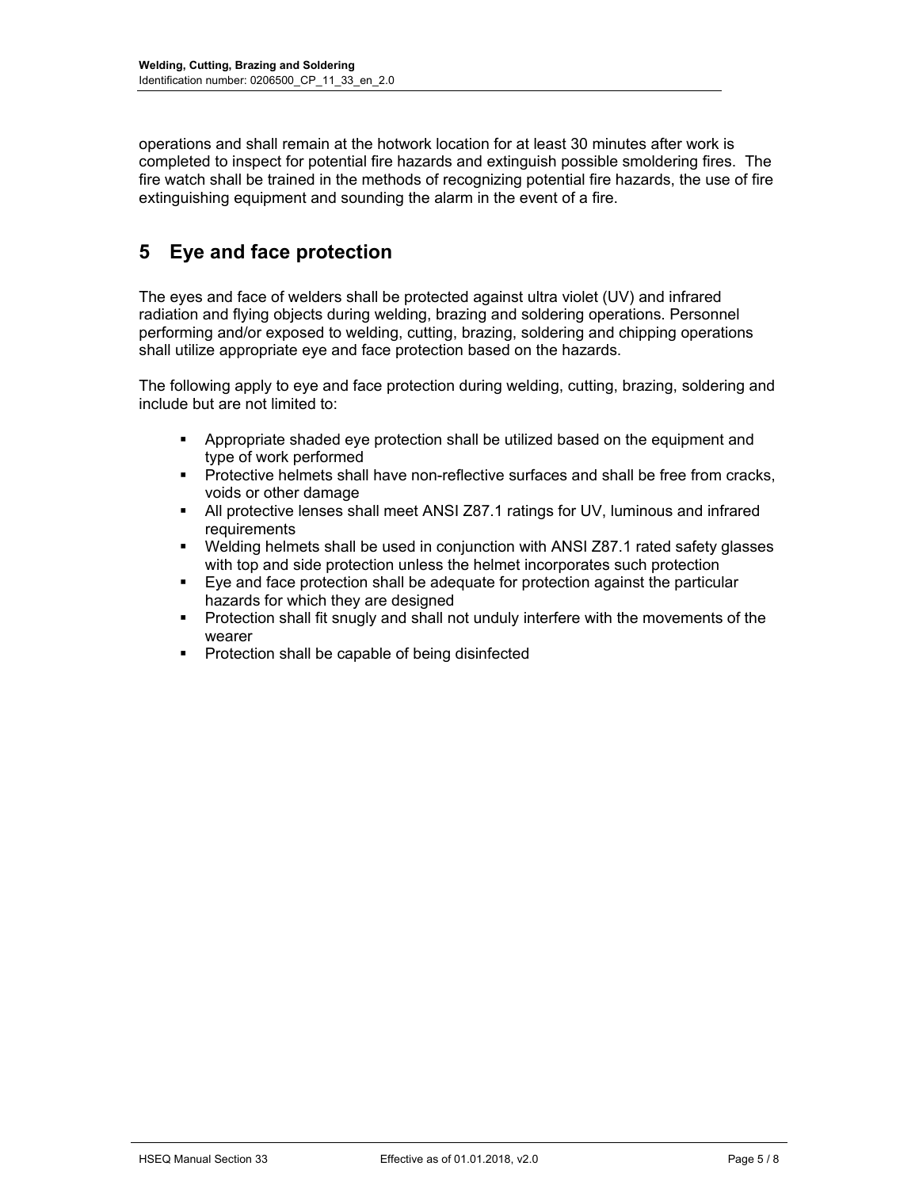operations and shall remain at the hotwork location for at least 30 minutes after work is completed to inspect for potential fire hazards and extinguish possible smoldering fires.  The fire watch shall be trained in the methods of recognizing potential fire hazards, the use of fire extinguishing equipment and sounding the alarm in the event of a fire.

## 5 Eye and face protection

The eyes and face of welders shall be protected against ultra violet (UV) and infrared radiation and flying objects during welding, brazing and soldering operations. Personnel performing and/or exposed to welding, cutting, brazing, soldering and chipping operations shall utilize appropriate eye and face protection based on the hazards.

The following apply to eye and face protection during welding, cutting, brazing, soldering and include but are not limited to:

- Appropriate shaded eye protection shall be utilized based on the equipment and type of work performed
- Protective helmets shall have non-reflective surfaces and shall be free from cracks, voids or other damage
- All protective lenses shall meet ANSI Z87.1 ratings for UV, luminous and infrared requirements
- Welding helmets shall be used in conjunction with ANSI Z87.1 rated safety glasses with top and side protection unless the helmet incorporates such protection
- Eye and face protection shall be adequate for protection against the particular hazards for which they are designed
- Protection shall fit snugly and shall not unduly interfere with the movements of the wearer
- Protection shall be capable of being disinfected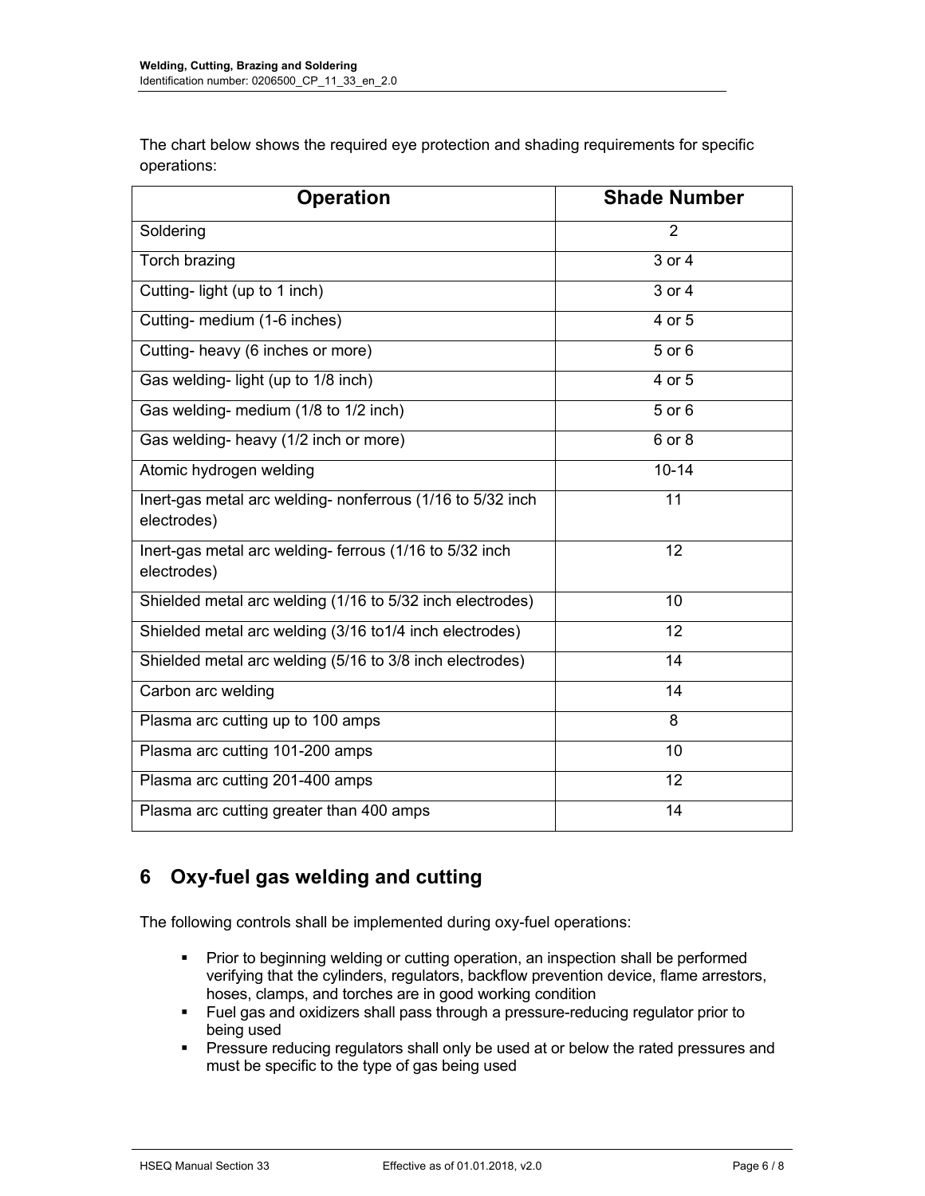The chart below shows the required eye protection and shading requirements for specific operations:

| Operation | Shade Number |
|---|---|
| Soldering | 2 |
| Torch brazing | 3 or 4 |
| Cutting- light (up to 1 inch) | 3 or 4 |
| Cutting- medium (1-6 inches) | 4 or 5 |
| Cutting- heavy (6 inches or more) | 5 or 6 |
| Gas welding- light (up to 1/8 inch) | 4 or 5 |
| Gas welding- medium (1/8 to 1/2 inch) | 5 or 6 |
| Gas welding- heavy (1/2 inch or more) | 6 or 8 |
| Atomic hydrogen welding | 10-14 |
| Inert-gas metal arc welding- nonferrous (1/16 to 5/32 inch electrodes) | 11 |
| Inert-gas metal arc welding- ferrous (1/16 to 5/32 inch electrodes) | 12 |
| Shielded metal arc welding (1/16 to 5/32 inch electrodes) | 10 |
| Shielded metal arc welding (3/16 to1/4 inch electrodes) | 12 |
| Shielded metal arc welding (5/16 to 3/8 inch electrodes) | 14 |
| Carbon arc welding | 14 |
| Plasma arc cutting up to 100 amps | 8 |
| Plasma arc cutting 101-200 amps | 10 |
| Plasma arc cutting 201-400 amps | 12 |
| Plasma arc cutting greater than 400 amps | 14 |

## 6 Oxy-fuel gas welding and cutting

The following controls shall be implemented during oxy-fuel operations:

- Prior to beginning welding or cutting operation, an inspection shall be performed verifying that the cylinders, regulators, backflow prevention device, flame arrestors, hoses, clamps, and torches are in good working condition
- Fuel gas and oxidizers shall pass through a pressure-reducing regulator prior to being used
- Pressure reducing regulators shall only be used at or below the rated pressures and must be specific to the type of gas being used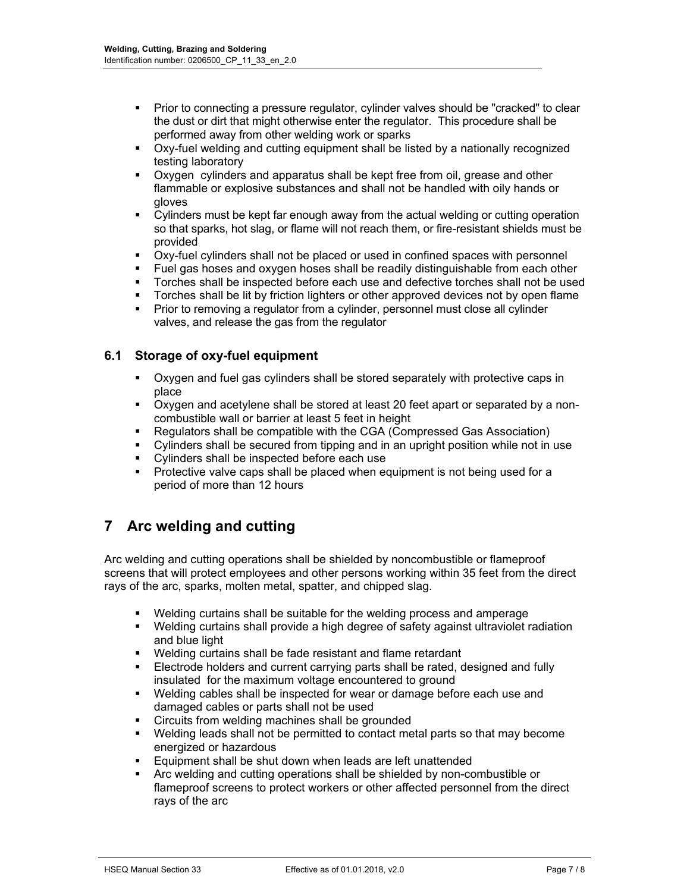- Prior to connecting a pressure regulator, cylinder valves should be "cracked" to clear the dust or dirt that might otherwise enter the regulator. This procedure shall be performed away from other welding work or sparks
- Oxy-fuel welding and cutting equipment shall be listed by a nationally recognized testing laboratory
- Oxygen cylinders and apparatus shall be kept free from oil, grease and other flammable or explosive substances and shall not be handled with oily hands or gloves
- Cylinders must be kept far enough away from the actual welding or cutting operation so that sparks, hot slag, or flame will not reach them, or fire-resistant shields must be provided
- Oxy-fuel cylinders shall not be placed or used in confined spaces with personnel
- Fuel gas hoses and oxygen hoses shall be readily distinguishable from each other
- Torches shall be inspected before each use and defective torches shall not be used
- Torches shall be lit by friction lighters or other approved devices not by open flame
- Prior to removing a regulator from a cylinder, personnel must close all cylinder valves, and release the gas from the regulator

### 6.1 Storage of oxy-fuel equipment

- Oxygen and fuel gas cylinders shall be stored separately with protective caps in place
- Oxygen and acetylene shall be stored at least 20 feet apart or separated by a non-combustible wall or barrier at least 5 feet in height
- Regulators shall be compatible with the CGA (Compressed Gas Association)
- Cylinders shall be secured from tipping and in an upright position while not in use
- Cylinders shall be inspected before each use
- Protective valve caps shall be placed when equipment is not being used for a period of more than 12 hours

## 7 Arc welding and cutting

Arc welding and cutting operations shall be shielded by noncombustible or flameproof screens that will protect employees and other persons working within 35 feet from the direct rays of the arc, sparks, molten metal, spatter, and chipped slag.

- Welding curtains shall be suitable for the welding process and amperage
- Welding curtains shall provide a high degree of safety against ultraviolet radiation and blue light
- Welding curtains shall be fade resistant and flame retardant
- Electrode holders and current carrying parts shall be rated, designed and fully insulated for the maximum voltage encountered to ground
- Welding cables shall be inspected for wear or damage before each use and damaged cables or parts shall not be used
- Circuits from welding machines shall be grounded
- Welding leads shall not be permitted to contact metal parts so that may become energized or hazardous
- Equipment shall be shut down when leads are left unattended
- Arc welding and cutting operations shall be shielded by non-combustible or flameproof screens to protect workers or other affected personnel from the direct rays of the arc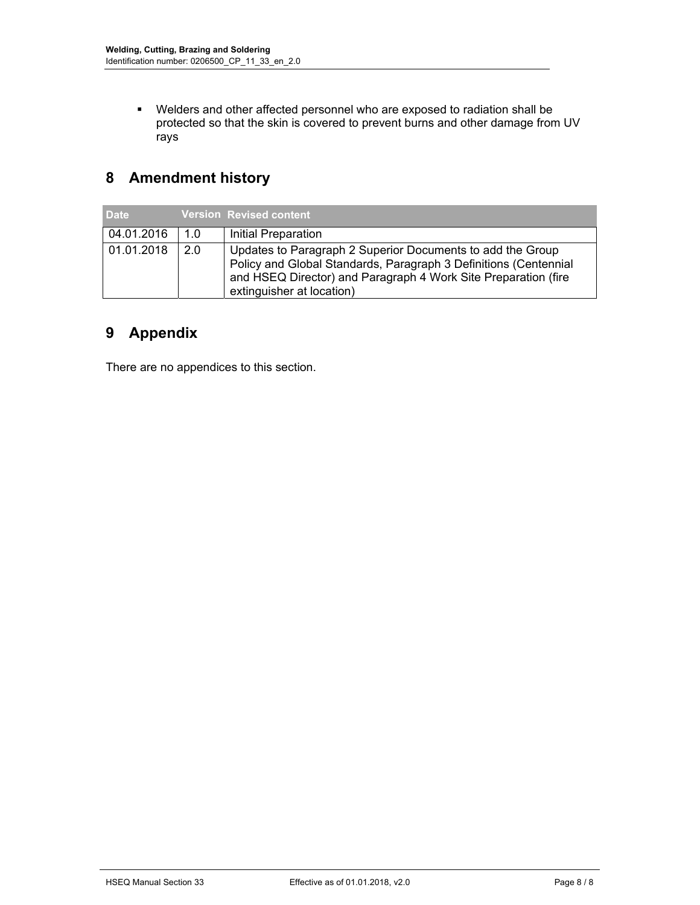- Welders and other affected personnel who are exposed to radiation shall be protected so that the skin is covered to prevent burns and other damage from UV rays

## 8 Amendment history

| Date | Version | Revised content |
|---|---|---|
| 04.01.2016 | 1.0 | Initial Preparation |
| 01.01.2018 | 2.0 | Updates to Paragraph 2 Superior Documents to add the Group Policy and Global Standards, Paragraph 3 Definitions (Centennial and HSEQ Director) and Paragraph 4 Work Site Preparation (fire extinguisher at location) |

## 9 Appendix

There are no appendices to this section.